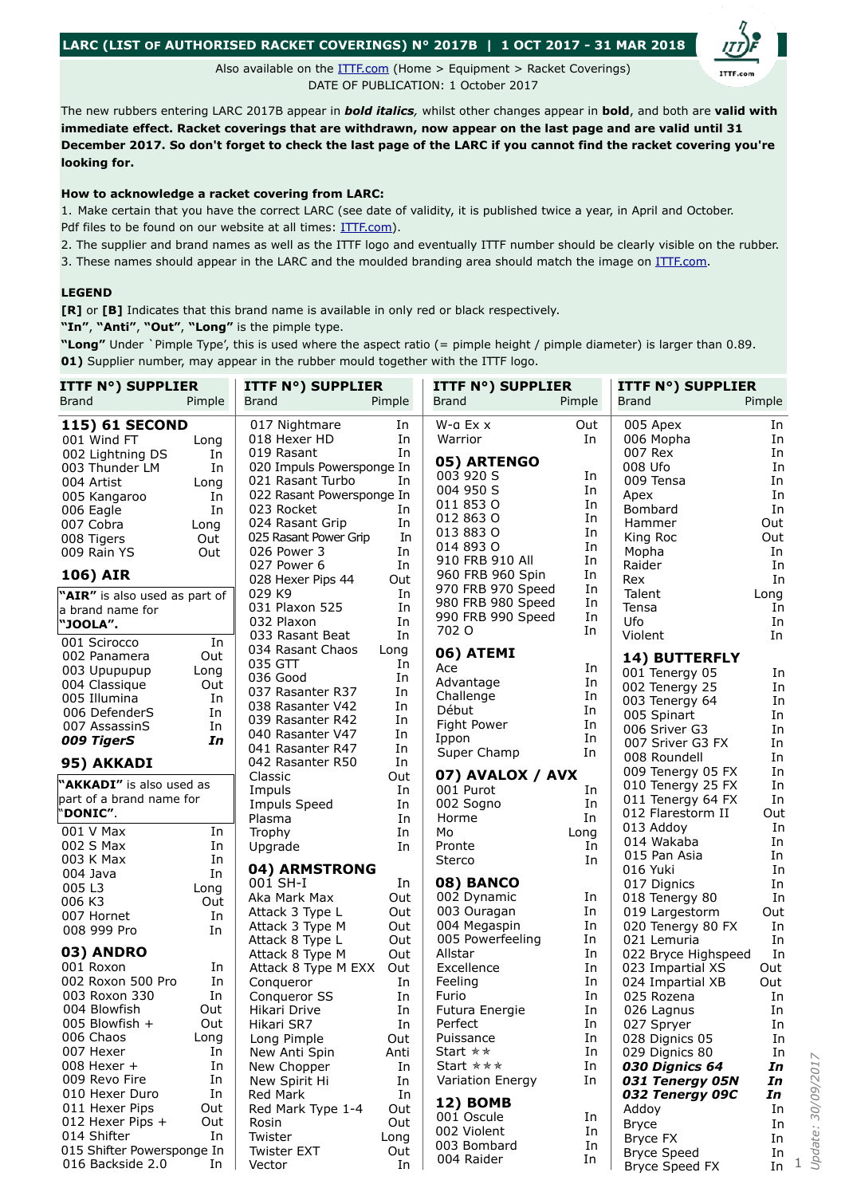# LARC (LIST OF AUTHORISED RACKET COVERINGS) N° 2017B | 1 OCT 2017 - 31 MAR 2018

Also available on the ITTF.com (Home > Equipment > Racket Coverings)
DATE OF PUBLICATION: 1 October 2017

The new rubbers entering LARC 2017B appear in ***bold italics,*** whilst other changes appear in **bold**, and both are **valid with immediate effect. Racket coverings that are withdrawn, now appear on the last page and are valid until 31 December 2017. So don't forget to check the last page of the LARC if you cannot find the racket covering you're looking for.**

**How to acknowledge a racket covering from LARC:**

1. Make certain that you have the correct LARC (see date of validity, it is published twice a year, in April and October. Pdf files to be found on our website at all times: ITTF.com).
2. The supplier and brand names as well as the ITTF logo and eventually ITTF number should be clearly visible on the rubber.
3. These names should appear in the LARC and the moulded branding area should match the image on ITTF.com.

**LEGEND**

**[R]** or **[B]** Indicates that this brand name is available in only red or black respectively.
**"In"**, **"Anti"**, **"Out"**, **"Long"** is the pimple type.
**"Long"** Under `Pimple Type', this is used where the aspect ratio (= pimple height / pimple diameter) is larger than 0.89.
**01)** Supplier number, may appear in the rubber mould together with the ITTF logo.

| ITTF N°) SUPPLIER Brand | Pimple |
|---|---|
| **115) 61 SECOND** | |
| 001 Wind FT | Long |
| 002 Lightning DS | In |
| 003 Thunder LM | In |
| 004 Artist | Long |
| 005 Kangaroo | In |
| 006 Eagle | In |
| 007 Cobra | Long |
| 008 Tigers | Out |
| 009 Rain YS | Out |
| **106) AIR** | |
| **"AIR"** is also used as part of a brand name for **"JOOLA"**. | |
| 001 Scirocco | In |
| 002 Panamera | Out |
| 003 Upupupup | Long |
| 004 Classique | Out |
| 005 Illumina | In |
| 006 DefenderS | In |
| 007 AssassinS | In |
| ***009 TigerS*** | ***In*** |
| **95) AKKADI** | |
| **"AKKADI"** is also used as part of a brand name for **"DONIC"**. | |
| 001 V Max | In |
| 002 S Max | In |
| 003 K Max | In |
| 004 Java | In |
| 005 L3 | Long |
| 006 K3 | Out |
| 007 Hornet | In |
| 008 999 Pro | In |
| **03) ANDRO** | |
| 001 Roxon | In |
| 002 Roxon 500 Pro | In |
| 003 Roxon 330 | In |
| 004 Blowfish | Out |
| 005 Blowfish + | Out |
| 006 Chaos | Long |
| 007 Hexer | In |
| 008 Hexer + | In |
| 009 Revo Fire | In |
| 010 Hexer Duro | In |
| 011 Hexer Pips | Out |
| 012 Hexer Pips + | Out |
| 014 Shifter | In |
| 015 Shifter Powersponge | In |
| 016 Backside 2.0 | In |
| 017 Nightmare | In |
| 018 Hexer HD | In |
| 019 Rasant | In |
| 020 Impuls Powersponge | In |
| 021 Rasant Turbo | In |
| 022 Rasant Powersponge | In |
| 023 Rocket | In |
| 024 Rasant Grip | In |
| 025 Rasant Power Grip | In |
| 026 Power 3 | In |
| 027 Power 6 | In |
| 028 Hexer Pips 44 | Out |
| 029 K9 | In |
| 031 Plaxon 525 | In |
| 032 Plaxon | In |
| 033 Rasant Beat | In |
| 034 Rasant Chaos | Long |
| 035 GTT | In |
| 036 Good | In |
| 037 Rasanter R37 | In |
| 038 Rasanter V42 | In |
| 039 Rasanter R42 | In |
| 040 Rasanter V47 | In |
| 041 Rasanter R47 | In |
| 042 Rasanter R50 | In |
| Classic | Out |
| Impuls | In |
| Impuls Speed | In |
| Plasma | In |
| Trophy | In |
| Upgrade | In |
| **04) ARMSTRONG** | |
| 001 SH-I | In |
| Aka Mark Max | Out |
| Attack 3 Type L | Out |
| Attack 3 Type M | Out |
| Attack 8 Type L | Out |
| Attack 8 Type M | Out |
| Attack 8 Type M EXX | Out |
| Conqueror | In |
| Conqueror SS | In |
| Hikari Drive | In |
| Hikari SR7 | In |
| Long Pimple | Out |
| New Anti Spin | Anti |
| New Chopper | In |
| New Spirit Hi | In |
| Red Mark | In |
| Red Mark Type 1-4 | Out |
| Rosin | Out |
| Twister | Long |
| Twister EXT | Out |
| Vector | In |
| W-α Ex x | Out |
| Warrior | In |
| **05) ARTENGO** | |
| 003 920 S | In |
| 004 950 S | In |
| 011 853 O | In |
| 012 863 O | In |
| 013 883 O | In |
| 014 893 O | In |
| 910 FRB 910 All | In |
| 960 FRB 960 Spin | In |
| 970 FRB 970 Speed | In |
| 980 FRB 980 Speed | In |
| 990 FRB 990 Speed | In |
| 702 O | In |
| **06) ATEMI** | |
| Ace | In |
| Advantage | In |
| Challenge | In |
| Début | In |
| Fight Power | In |
| Ippon | In |
| Super Champ | In |
| **07) AVALOX / AVX** | |
| 001 Purot | In |
| 002 Sogno | In |
| Horme | In |
| Mo | Long |
| Pronte | In |
| Sterco | In |
| **08) BANCO** | |
| 002 Dynamic | In |
| 003 Ouragan | In |
| 004 Megaspin | In |
| 005 Powerfeeling | In |
| Allstar | In |
| Excellence | In |
| Feeling | In |
| Furio | In |
| Futura Energie | In |
| Perfect | In |
| Puissance | In |
| Start ** | In |
| Start *** | In |
| Variation Energy | In |
| **12) BOMB** | |
| 001 Oscule | In |
| 002 Violent | In |
| 003 Bombard | In |
| 004 Raider | In |
| 005 Apex | In |
| 006 Mopha | In |
| 007 Rex | In |
| 008 Ufo | In |
| 009 Tensa | In |
| Apex | In |
| Bombard | In |
| Hammer | Out |
| King Roc | Out |
| Mopha | In |
| Raider | In |
| Rex | In |
| Talent | Long |
| Tensa | In |
| Ufo | In |
| Violent | In |
| **14) BUTTERFLY** | |
| 001 Tenergy 05 | In |
| 002 Tenergy 25 | In |
| 003 Tenergy 64 | In |
| 005 Spinart | In |
| 006 Sriver G3 | In |
| 007 Sriver G3 FX | In |
| 008 Roundell | In |
| 009 Tenergy 05 FX | In |
| 010 Tenergy 25 FX | In |
| 011 Tenergy 64 FX | In |
| 012 Flarestorm II | Out |
| 013 Addoy | In |
| 014 Wakaba | In |
| 015 Pan Asia | In |
| 016 Yuki | In |
| 017 Dignics | In |
| 018 Tenergy 80 | In |
| 019 Largestorm | Out |
| 020 Tenergy 80 FX | In |
| 021 Lemuria | In |
| 022 Bryce Highspeed | In |
| 023 Impartial XS | Out |
| 024 Impartial XB | Out |
| 025 Rozena | In |
| 026 Lagnus | In |
| 027 Spryer | In |
| 028 Dignics 05 | In |
| 029 Dignics 80 | In |
| ***030 Dignics 64*** | ***In*** |
| ***031 Tenergy 05N*** | ***In*** |
| ***032 Tenergy 09C*** | ***In*** |
| Addoy | In |
| Bryce | In |
| Bryce FX | In |
| Bryce Speed | In |
| Bryce Speed FX | In |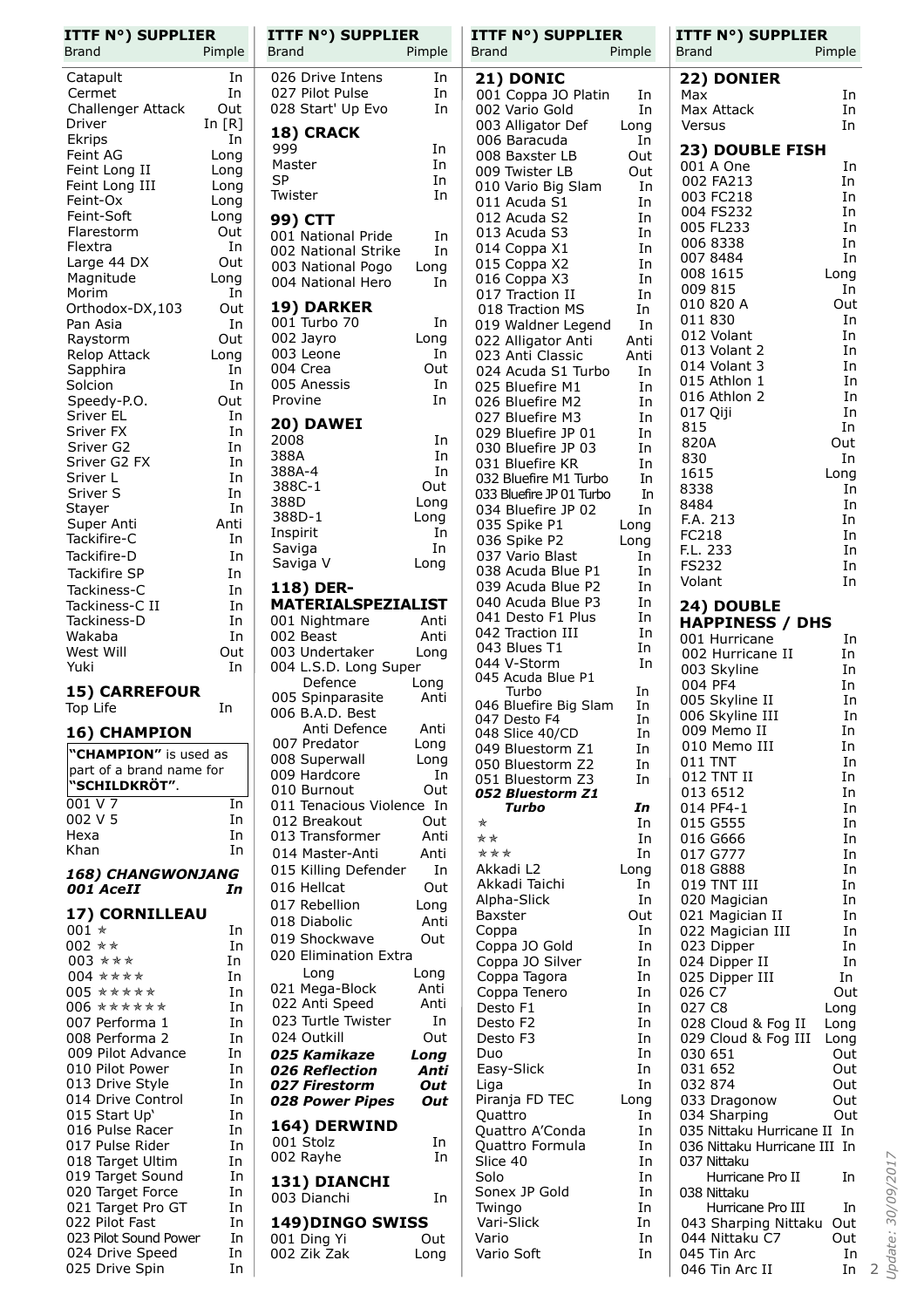| ITTF N°) SUPPLIER Brand | Pimple |
|---|---|
| Catapult | In |
| Cermet | In |
| Challenger Attack | Out |
| Driver | In [R] |
| Ekrips | In |
| Feint AG | Long |
| Feint Long II | Long |
| Feint Long III | Long |
| Feint-Ox | Long |
| Feint-Soft | Long |
| Flarestorm | Out |
| Flextra | In |
| Large 44 DX | Out |
| Magnitude | Long |
| Morim | In |
| Orthodox-DX,103 | Out |
| Pan Asia | In |
| Raystorm | Out |
| Relop Attack | Long |
| Sapphira | In |
| Solcion | In |
| Speedy-P.O. | Out |
| Sriver EL | In |
| Sriver FX | In |
| Sriver G2 | In |
| Sriver G2 FX | In |
| Sriver L | In |
| Sriver S | In |
| Stayer | In |
| Super Anti | Anti |
| Tackifire-C | In |
| Tackifire-D | In |
| Tackifire SP | In |
| Tackiness-C | In |
| Tackiness-C II | In |
| Tackiness-D | In |
| Wakaba | In |
| West Will | Out |
| Yuki | In |

## 15) CARREFOUR

| Brand | Pimple |
|---|---|
| Top Life | In |

## 16) CHAMPION

**"CHAMPION"** is used as part of a brand name for **"SCHILDKRÖT"**.

| Brand | Pimple |
|---|---|
| 001 V 7 | In |
| 002 V 5 | In |
| Hexa | In |
| Khan | In |

## *168) CHANGWONJANG*

| Brand | Pimple |
|---|---|
| ***001 AceII*** | ***In*** |

## 17) CORNILLEAU

| Brand | Pimple |
|---|---|
| 001 ★ | In |
| 002 ★★ | In |
| 003 ★★★ | In |
| 004 ★★★★ | In |
| 005 ★★★★★ | In |
| 006 ★★★★★★ | In |
| 007 Performa 1 | In |
| 008 Performa 2 | In |
| 009 Pilot Advance | In |
| 010 Pilot Power | In |
| 013 Drive Style | In |
| 014 Drive Control | In |
| 015 Start Up' | In |
| 016 Pulse Racer | In |
| 017 Pulse Rider | In |
| 018 Target Ultim | In |
| 019 Target Sound | In |
| 020 Target Force | In |
| 021 Target Pro GT | In |
| 022 Pilot Fast | In |
| 023 Pilot Sound Power | In |
| 024 Drive Speed | In |
| 025 Drive Spin | In |
| 026 Drive Intens | In |
| 027 Pilot Pulse | In |
| 028 Start' Up Evo | In |

## 18) CRACK

| Brand | Pimple |
|---|---|
| 999 | In |
| Master | In |
| SP | In |
| Twister | In |

## 99) CTT

| Brand | Pimple |
|---|---|
| 001 National Pride | In |
| 002 National Strike | In |
| 003 National Pogo | Long |
| 004 National Hero | In |

## 19) DARKER

| Brand | Pimple |
|---|---|
| 001 Turbo 70 | In |
| 002 Jayro | Long |
| 003 Leone | In |
| 004 Crea | Out |
| 005 Anessis | In |
| Provine | In |

## 20) DAWEI

| Brand | Pimple |
|---|---|
| 2008 | In |
| 388A | In |
| 388A-4 | In |
| 388C-1 | Out |
| 388D | Long |
| 388D-1 | Long |
| Inspirit | In |
| Saviga | In |
| Saviga V | Long |

## 118) DER-MATERIALSPEZIALIST

| Brand | Pimple |
|---|---|
| 001 Nightmare | Anti |
| 002 Beast | Anti |
| 003 Undertaker | Long |
| 004 L.S.D. Long Super Defence | Long |
| 005 Spinparasite | Anti |
| 006 B.A.D. Best Anti Defence | Anti |
| 007 Predator | Long |
| 008 Superwall | Long |
| 009 Hardcore | In |
| 010 Burnout | Out |
| 011 Tenacious Violence | In |
| 012 Breakout | Out |
| 013 Transformer | Anti |
| 014 Master-Anti | Anti |
| 015 Killing Defender | In |
| 016 Hellcat | Out |
| 017 Rebellion | Long |
| 018 Diabolic | Anti |
| 019 Shockwave | Out |
| 020 Elimination Extra Long | Long |
| 021 Mega-Block | Anti |
| 022 Anti Speed | Anti |
| 023 Turtle Twister | In |
| 024 Outkill | Out |
| ***025 Kamikaze*** | ***Long*** |
| ***026 Reflection*** | ***Anti*** |
| ***027 Firestorm*** | ***Out*** |
| ***028 Power Pipes*** | ***Out*** |

## 164) DERWIND

| Brand | Pimple |
|---|---|
| 001 Stolz | In |
| 002 Rayhe | In |

## 131) DIANCHI

| Brand | Pimple |
|---|---|
| 003 Dianchi | In |

## 149)DINGO SWISS

| Brand | Pimple |
|---|---|
| 001 Ding Yi | Out |
| 002 Zik Zak | Long |

## 21) DONIC

| Brand | Pimple |
|---|---|
| 001 Coppa JO Platin | In |
| 002 Vario Gold | In |
| 003 Alligator Def | Long |
| 006 Baracuda | In |
| 008 Baxster LB | Out |
| 009 Twister LB | Out |
| 010 Vario Big Slam | In |
| 011 Acuda S1 | In |
| 012 Acuda S2 | In |
| 013 Acuda S3 | In |
| 014 Coppa X1 | In |
| 015 Coppa X2 | In |
| 016 Coppa X3 | In |
| 017 Traction II | In |
| 018 Traction MS | In |
| 019 Waldner Legend | In |
| 022 Alligator Anti | Anti |
| 023 Anti Classic | Anti |
| 024 Acuda S1 Turbo | In |
| 025 Bluefire M1 | In |
| 026 Bluefire M2 | In |
| 027 Bluefire M3 | In |
| 029 Bluefire JP 01 | In |
| 030 Bluefire JP 03 | In |
| 031 Bluefire KR | In |
| 032 Bluefire M1 Turbo | In |
| 033 Bluefire JP 01 Turbo | In |
| 034 Bluefire JP 02 | In |
| 035 Spike P1 | Long |
| 036 Spike P2 | Long |
| 037 Vario Blast | In |
| 038 Acuda Blue P1 | In |
| 039 Acuda Blue P2 | In |
| 040 Acuda Blue P3 | In |
| 041 Desto F1 Plus | In |
| 042 Traction III | In |
| 043 Blues T1 | In |
| 044 V-Storm | In |
| 045 Acuda Blue P1 Turbo | In |
| 046 Bluefire Big Slam | In |
| 047 Desto F4 | In |
| 048 Slice 40/CD | In |
| 049 Bluestorm Z1 | In |
| 050 Bluestorm Z2 | In |
| 051 Bluestorm Z3 | In |
| ***052 Bluestorm Z1 Turbo*** | ***In*** |
| ★ | In |
| ★★ | In |
| ★★★ | In |
| Akkadi L2 | Long |
| Akkadi Taichi | In |
| Alpha-Slick | In |
| Baxster | Out |
| Coppa | In |
| Coppa JO Gold | In |
| Coppa JO Silver | In |
| Coppa Tagora | In |
| Coppa Tenero | In |
| Desto F1 | In |
| Desto F2 | In |
| Desto F3 | In |
| Duo | In |
| Easy-Slick | In |
| Liga | In |
| Piranja FD TEC | Long |
| Quattro | In |
| Quattro A'Conda | In |
| Quattro Formula | In |
| Slice 40 | In |
| Solo | In |
| Sonex JP Gold | In |
| Twingo | In |
| Vari-Slick | In |
| Vario | In |
| Vario Soft | In |

## 22) DONIER

| Brand | Pimple |
|---|---|
| Max | In |
| Max Attack | In |
| Versus | In |

## 23) DOUBLE FISH

| Brand | Pimple |
|---|---|
| 001 A One | In |
| 002 FA213 | In |
| 003 FC218 | In |
| 004 FS232 | In |
| 005 FL233 | In |
| 006 8338 | In |
| 007 8484 | In |
| 008 1615 | Long |
| 009 815 | In |
| 010 820 A | Out |
| 011 830 | In |
| 012 Volant | In |
| 013 Volant 2 | In |
| 014 Volant 3 | In |
| 015 Athlon 1 | In |
| 016 Athlon 2 | In |
| 017 Qiji | In |
| 815 | In |
| 820A | Out |
| 830 | In |
| 1615 | Long |
| 8338 | In |
| 8484 | In |
| F.A. 213 | In |
| FC218 | In |
| F.L. 233 | In |
| FS232 | In |
| Volant | In |

## 24) DOUBLE HAPPINESS / DHS

| Brand | Pimple |
|---|---|
| 001 Hurricane | In |
| 002 Hurricane II | In |
| 003 Skyline | In |
| 004 PF4 | In |
| 005 Skyline II | In |
| 006 Skyline III | In |
| 009 Memo II | In |
| 010 Memo III | In |
| 011 TNT | In |
| 012 TNT II | In |
| 013 6512 | In |
| 014 PF4-1 | In |
| 015 G555 | In |
| 016 G666 | In |
| 017 G777 | In |
| 018 G888 | In |
| 019 TNT III | In |
| 020 Magician | In |
| 021 Magician II | In |
| 022 Magician III | In |
| 023 Dipper | In |
| 024 Dipper II | In |
| 025 Dipper III | In |
| 026 C7 | Out |
| 027 C8 | Long |
| 028 Cloud & Fog II | Long |
| 029 Cloud & Fog III | Long |
| 030 651 | Out |
| 031 652 | Out |
| 032 874 | Out |
| 033 Dragonow | Out |
| 034 Sharping | Out |
| 035 Nittaku Hurricane II | In |
| 036 Nittaku Hurricane III | In |
| 037 Nittaku Hurricane Pro II | In |
| 038 Nittaku Hurricane Pro III | In |
| 043 Sharping Nittaku | Out |
| 044 Nittaku C7 | Out |
| 045 Tin Arc | In |
| 046 Tin Arc II | In |

*Update: 30/09/2017*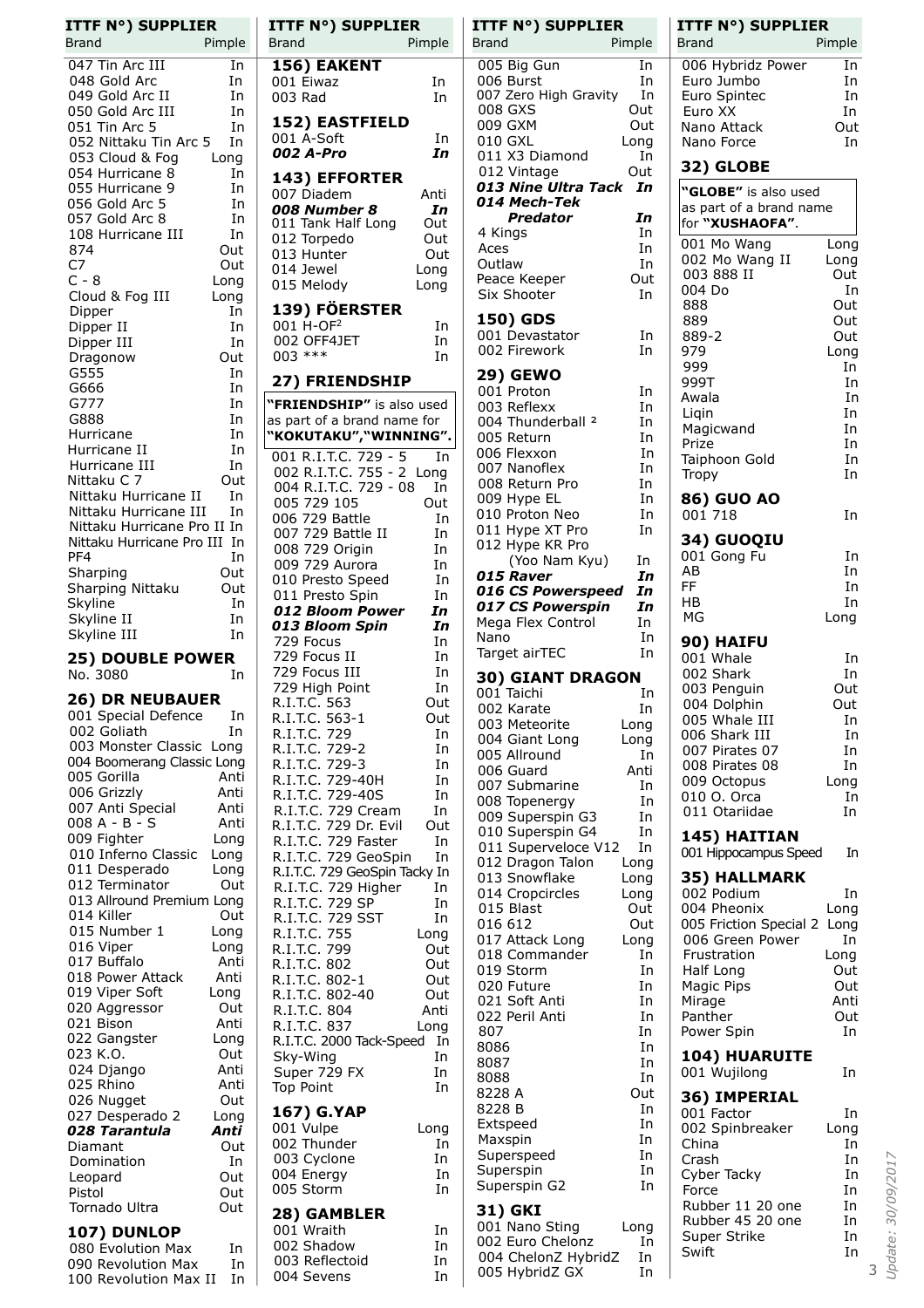| ITTF N°) SUPPLIER Brand | Pimple |
|---|---|
| 047 Tin Arc III | In |
| 048 Gold Arc | In |
| 049 Gold Arc II | In |
| 050 Gold Arc III | In |
| 051 Tin Arc 5 | In |
| 052 Nittaku Tin Arc 5 | In |
| 053 Cloud & Fog | Long |
| 054 Hurricane 8 | In |
| 055 Hurricane 9 | In |
| 056 Gold Arc 5 | In |
| 057 Gold Arc 8 | In |
| 108 Hurricane III | In |
| 874 | Out |
| C7 | Out |
| C - 8 | Long |
| Cloud & Fog III | Long |
| Dipper | In |
| Dipper II | In |
| Dipper III | In |
| Dragonow | Out |
| G555 | In |
| G666 | In |
| G777 | In |
| G888 | In |
| Hurricane | In |
| Hurricane II | In |
| Hurricane III | In |
| Nittaku C 7 | Out |
| Nittaku Hurricane II | In |
| Nittaku Hurricane III | In |
| Nittaku Hurricane Pro II | In |
| Nittaku Hurricane Pro III | In |
| PF4 | In |
| Sharping | Out |
| Sharping Nittaku | Out |
| Skyline | In |
| Skyline II | In |
| Skyline III | In |

## 25) DOUBLE POWER

| Brand | Pimple |
|---|---|
| No. 3080 | In |

## 26) DR NEUBAUER

| Brand | Pimple |
|---|---|
| 001 Special Defence | In |
| 002 Goliath | In |
| 003 Monster Classic | Long |
| 004 Boomerang Classic | Long |
| 005 Gorilla | Anti |
| 006 Grizzly | Anti |
| 007 Anti Special | Anti |
| 008 A - B - S | Anti |
| 009 Fighter | Long |
| 010 Inferno Classic | Long |
| 011 Desperado | Long |
| 012 Terminator | Out |
| 013 Allround Premium | Long |
| 014 Killer | Out |
| 015 Number 1 | Long |
| 016 Viper | Long |
| 017 Buffalo | Anti |
| 018 Power Attack | Anti |
| 019 Viper Soft | Long |
| 020 Aggressor | Out |
| 021 Bison | Anti |
| 022 Gangster | Long |
| 023 K.O. | Out |
| 024 Django | Anti |
| 025 Rhino | Anti |
| 026 Nugget | Out |
| 027 Desperado 2 | Long |
| ***028 Tarantula*** | ***Anti*** |
| Diamant | Out |
| Domination | In |
| Leopard | Out |
| Pistol | Out |
| Tornado Ultra | Out |

## 107) DUNLOP

| Brand | Pimple |
|---|---|
| 080 Evolution Max | In |
| 090 Revolution Max | In |
| 100 Revolution Max II | In |

## 156) EAKENT

| Brand | Pimple |
|---|---|
| 001 Eiwaz | In |
| 003 Rad | In |

## 152) EASTFIELD

| Brand | Pimple |
|---|---|
| 001 A-Soft | In |
| ***002 A-Pro*** | ***In*** |

## 143) EFFORTER

| Brand | Pimple |
|---|---|
| 007 Diadem | Anti |
| ***008 Number 8*** | ***In*** |
| 011 Tank Half Long | Out |
| 012 Torpedo | Out |
| 013 Hunter | Out |
| 014 Jewel | Long |
| 015 Melody | Long |

## 139) FÖERSTER

| Brand | Pimple |
|---|---|
| 001 H-OF² | In |
| 002 OFF4JET | In |
| 003 *** | In |

## 27) FRIENDSHIP

**"FRIENDSHIP"** is also used as part of a brand name for **"KOKUTAKU","WINNING".**

| Brand | Pimple |
|---|---|
| 001 R.I.T.C. 729 - 5 | In |
| 002 R.I.T.C. 755 - 2 | Long |
| 004 R.I.T.C. 729 - 08 | In |
| 005 729 105 | Out |
| 006 729 Battle | In |
| 007 729 Battle II | In |
| 008 729 Origin | In |
| 009 729 Aurora | In |
| 010 Presto Speed | In |
| 011 Presto Spin | In |
| ***012 Bloom Power*** | ***In*** |
| ***013 Bloom Spin*** | ***In*** |
| 729 Focus | In |
| 729 Focus II | In |
| 729 Focus III | In |
| 729 High Point | In |
| R.I.T.C. 563 | Out |
| R.I.T.C. 563-1 | Out |
| R.I.T.C. 729 | In |
| R.I.T.C. 729-2 | In |
| R.I.T.C. 729-3 | In |
| R.I.T.C. 729-40H | In |
| R.I.T.C. 729-40S | In |
| R.I.T.C. 729 Cream | In |
| R.I.T.C. 729 Dr. Evil | Out |
| R.I.T.C. 729 Faster | In |
| R.I.T.C. 729 GeoSpin | In |
| R.I.T.C. 729 GeoSpin Tacky | In |
| R.I.T.C. 729 Higher | In |
| R.I.T.C. 729 SP | In |
| R.I.T.C. 729 SST | In |
| R.I.T.C. 755 | Long |
| R.I.T.C. 799 | Out |
| R.I.T.C. 802 | Out |
| R.I.T.C. 802-1 | Out |
| R.I.T.C. 802-40 | Out |
| R.I.T.C. 804 | Anti |
| R.I.T.C. 837 | Long |
| R.I.T.C. 2000 Tack-Speed | In |
| Sky-Wing | In |
| Super 729 FX | In |
| Top Point | In |

## 167) G.YAP

| Brand | Pimple |
|---|---|
| 001 Vulpe | Long |
| 002 Thunder | In |
| 003 Cyclone | In |
| 004 Energy | In |
| 005 Storm | In |

## 28) GAMBLER

| Brand | Pimple |
|---|---|
| 001 Wraith | In |
| 002 Shadow | In |
| 003 Reflectoid | In |
| 004 Sevens | In |
| 005 Big Gun | In |
| 006 Burst | In |
| 007 Zero High Gravity | In |
| 008 GXS | Out |
| 009 GXM | Out |
| 010 GXL | Long |
| 011 X3 Diamond | In |
| 012 Vintage | Out |
| ***013 Nine Ultra Tack*** | ***In*** |
| ***014 Mech-Tek Predator*** | ***In*** |
| 4 Kings | In |
| Aces | In |
| Outlaw | In |
| Peace Keeper | Out |
| Six Shooter | In |

## 150) GDS

| Brand | Pimple |
|---|---|
| 001 Devastator | In |
| 002 Firework | In |

## 29) GEWO

| Brand | Pimple |
|---|---|
| 001 Proton | In |
| 003 Reflexx | In |
| 004 Thunderball ² | In |
| 005 Return | In |
| 006 Flexxon | In |
| 007 Nanoflex | In |
| 008 Return Pro | In |
| 009 Hype EL | In |
| 010 Proton Neo | In |
| 011 Hype XT Pro | In |
| 012 Hype KR Pro (Yoo Nam Kyu) | In |
| ***015 Raver*** | ***In*** |
| ***016 CS Powerspeed*** | ***In*** |
| ***017 CS Powerspin*** | ***In*** |
| Mega Flex Control | In |
| Nano | In |
| Target airTEC | In |

## 30) GIANT DRAGON

| Brand | Pimple |
|---|---|
| 001 Taichi | In |
| 002 Karate | In |
| 003 Meteorite | Long |
| 004 Giant Long | Long |
| 005 Allround | In |
| 006 Guard | Anti |
| 007 Submarine | In |
| 008 Topenergy | In |
| 009 Superspin G3 | In |
| 010 Superspin G4 | In |
| 011 Superveloce V12 | In |
| 012 Dragon Talon | Long |
| 013 Snowflake | Long |
| 014 Cropcircles | Long |
| 015 Blast | Out |
| 016 612 | Out |
| 017 Attack Long | Long |
| 018 Commander | In |
| 019 Storm | In |
| 020 Future | In |
| 021 Soft Anti | In |
| 022 Peril Anti | In |
| 807 | In |
| 8086 | In |
| 8087 | In |
| 8088 | In |
| 8228 A | Out |
| 8228 B | In |
| Extspeed | In |
| Maxspin | In |
| Superspeed | In |
| Superspin | In |
| Superspin G2 | In |

## 31) GKI

| Brand | Pimple |
|---|---|
| 001 Nano Sting | Long |
| 002 Euro Chelonz | In |
| 004 ChelonZ HybridZ | In |
| 005 HybridZ GX | In |
| 006 Hybridz Power | In |
| Euro Jumbo | In |
| Euro Spintec | In |
| Euro XX | In |
| Nano Attack | Out |
| Nano Force | In |

## 32) GLOBE

**"GLOBE"** is also used as part of a brand name for **"XUSHAOFA"**.

| Brand | Pimple |
|---|---|
| 001 Mo Wang | Long |
| 002 Mo Wang II | Long |
| 003 888 II | Out |
| 004 Do | In |
| 888 | Out |
| 889 | Out |
| 889-2 | Out |
| 979 | Long |
| 999 | In |
| 999T | In |
| Awala | In |
| Liqin | In |
| Magicwand | In |
| Prize | In |
| Taiphoon Gold | In |
| Tropy | In |

## 86) GUO AO

| Brand | Pimple |
|---|---|
| 001 718 | In |

## 34) GUOQIU

| Brand | Pimple |
|---|---|
| 001 Gong Fu | In |
| AB | In |
| FF | In |
| HB | In |
| MG | Long |

## 90) HAIFU

| Brand | Pimple |
|---|---|
| 001 Whale | In |
| 002 Shark | In |
| 003 Penguin | Out |
| 004 Dolphin | Out |
| 005 Whale III | In |
| 006 Shark III | In |
| 007 Pirates 07 | In |
| 008 Pirates 08 | In |
| 009 Octopus | Long |
| 010 O. Orca | In |
| 011 Otariidae | In |

## 145) HAITIAN

| Brand | Pimple |
|---|---|
| 001 Hippocampus Speed | In |

## 35) HALLMARK

| Brand | Pimple |
|---|---|
| 002 Podium | In |
| 004 Pheonix | Long |
| 005 Friction Special 2 | Long |
| 006 Green Power | In |
| Frustration | Long |
| Half Long | Out |
| Magic Pips | Out |
| Mirage | Anti |
| Panther | Out |
| Power Spin | In |

## 104) HUARUITE

| Brand | Pimple |
|---|---|
| 001 Wujilong | In |

## 36) IMPERIAL

| Brand | Pimple |
|---|---|
| 001 Factor | In |
| 002 Spinbreaker | Long |
| China | In |
| Crash | In |
| Cyber Tacky | In |
| Force | In |
| Rubber 11 20 one | In |
| Rubber 45 20 one | In |
| Super Strike | In |
| Swift | In |

Update: 30/09/2017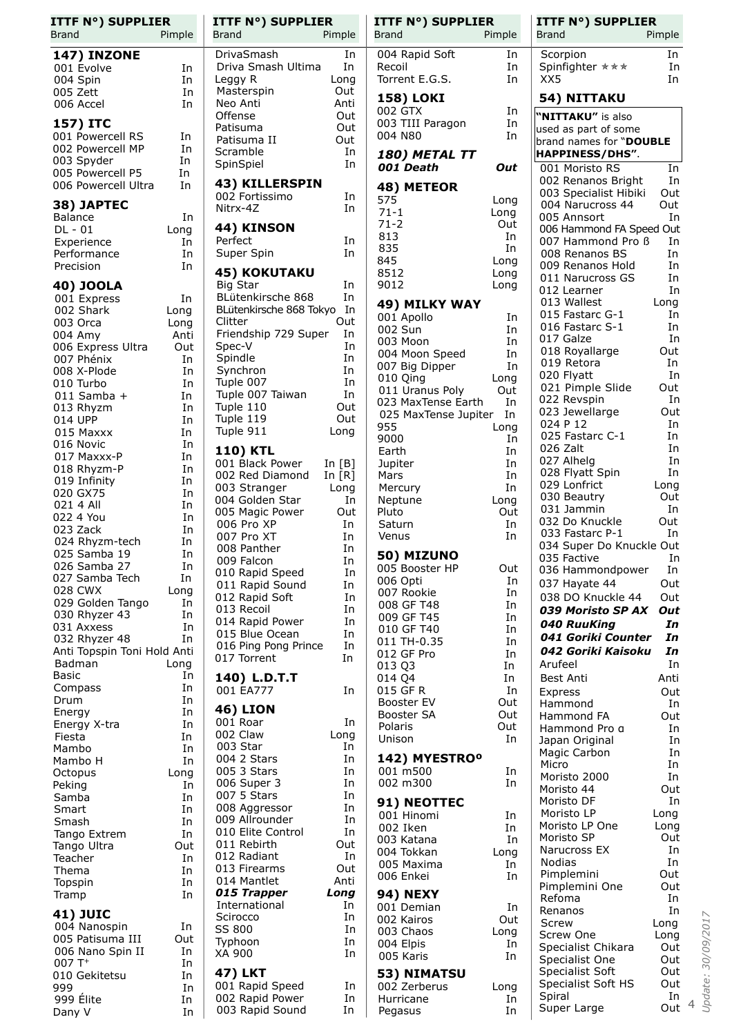| ITTF N°) SUPPLIER Brand | Pimple |
|---|---|
| **147) INZONE** | |
| 001 Evolve | In |
| 004 Spin | In |
| 005 Zett | In |
| 006 Accel | In |
| **157) ITC** | |
| 001 Powercell RS | In |
| 002 Powercell MP | In |
| 003 Spyder | In |
| 005 Powercell P5 | In |
| 006 Powercell Ultra | In |
| **38) JAPTEC** | |
| Balance | In |
| DL - 01 | Long |
| Experience | In |
| Performance | In |
| Precision | In |
| **40) JOOLA** | |
| 001 Express | In |
| 002 Shark | Long |
| 003 Orca | Long |
| 004 Amy | Anti |
| 006 Express Ultra | Out |
| 007 Phénix | In |
| 008 X-Plode | In |
| 010 Turbo | In |
| 011 Samba + | In |
| 013 Rhyzm | In |
| 014 UPP | In |
| 015 Maxxx | In |
| 016 Novic | In |
| 017 Maxxx-P | In |
| 018 Rhyzm-P | In |
| 019 Infinity | In |
| 020 GX75 | In |
| 021 4 All | In |
| 022 4 You | In |
| 023 Zack | In |
| 024 Rhyzm-tech | In |
| 025 Samba 19 | In |
| 026 Samba 27 | In |
| 027 Samba Tech | In |
| 028 CWX | Long |
| 029 Golden Tango | In |
| 030 Rhyzer 43 | In |
| 031 Axxess | In |
| 032 Rhyzer 48 | In |
| Anti Topspin Toni Hold | Anti |
| Badman | Long |
| Basic | In |
| Compass | In |
| Drum | In |
| Energy | In |
| Energy X-tra | In |
| Fiesta | In |
| Mambo | In |
| Mambo H | In |
| Octopus | Long |
| Peking | In |
| Samba | In |
| Smart | In |
| Smash | In |
| Tango Extrem | In |
| Tango Ultra | Out |
| Teacher | In |
| Thema | In |
| Topspin | In |
| Tramp | In |
| **41) JUIC** | |
| 004 Nanospin | In |
| 005 Patisuma III | Out |
| 006 Nano Spin II | In |
| 007 T⁺ | In |
| 010 Gekitetsu | In |
| 999 | In |
| 999 Élite | In |
| Dany V | In |
| DrivaSmash | In |
| Driva Smash Ultima | In |
| Leggy R | Long |
| Masterspin | Out |
| Neo Anti | Anti |
| Offense | Out |
| Patisuma | Out |
| Patisuma II | Out |
| Scramble | In |
| SpinSpiel | In |
| **43) KILLERSPIN** | |
| 002 Fortissimo | In |
| Nitrx-4Z | In |
| **44) KINSON** | |
| Perfect | In |
| Super Spin | In |
| **45) KOKUTAKU** | |
| Big Star | In |
| BLütenkirsche 868 | In |
| BLütenkirsche 868 Tokyo | In |
| Clitter | Out |
| Friendship 729 Super | In |
| Spec-V | In |
| Spindle | In |
| Synchron | In |
| Tuple 007 | In |
| Tuple 007 Taiwan | In |
| Tuple 110 | Out |
| Tuple 119 | Out |
| Tuple 911 | Long |
| **110) KTL** | |
| 001 Black Power | In [B] |
| 002 Red Diamond | In [R] |
| 003 Stranger | Long |
| 004 Golden Star | In |
| 005 Magic Power | Out |
| 006 Pro XP | In |
| 007 Pro XT | In |
| 008 Panther | In |
| 009 Falcon | In |
| 010 Rapid Speed | In |
| 011 Rapid Sound | In |
| 012 Rapid Soft | In |
| 013 Recoil | In |
| 014 Rapid Power | In |
| 015 Blue Ocean | In |
| 016 Ping Pong Prince | In |
| 017 Torrent | In |
| **140) L.D.T.T** | |
| 001 EA777 | In |
| **46) LION** | |
| 001 Roar | In |
| 002 Claw | Long |
| 003 Star | In |
| 004 2 Stars | In |
| 005 3 Stars | In |
| 006 Super 3 | In |
| 007 5 Stars | In |
| 008 Aggressor | In |
| 009 Allrounder | In |
| 010 Elite Control | In |
| 011 Rebirth | Out |
| 012 Radiant | In |
| 013 Firearms | Out |
| 014 Mantlet | Anti |
| ***015 Trapper*** | ***Long*** |
| International | In |
| Scirocco | In |
| SS 800 | In |
| Typhoon | In |
| XA 900 | In |
| **47) LKT** | |
| 001 Rapid Speed | In |
| 002 Rapid Power | In |
| 003 Rapid Sound | In |
| 004 Rapid Soft | In |
| Recoil | In |
| Torrent E.G.S. | In |
| **158) LOKI** | |
| 002 GTX | In |
| 003 TIII Paragon | In |
| 004 N80 | In |
| ***180) METAL TT*** | |
| ***001 Death*** | ***Out*** |
| **48) METEOR** | |
| 575 | Long |
| 71-1 | Long |
| 71-2 | Out |
| 813 | In |
| 835 | In |
| 845 | Long |
| 8512 | Long |
| 9012 | Long |
| **49) MILKY WAY** | |
| 001 Apollo | In |
| 002 Sun | In |
| 003 Moon | In |
| 004 Moon Speed | In |
| 007 Big Dipper | In |
| 010 Qing | Long |
| 011 Uranus Poly | Out |
| 023 MaxTense Earth | In |
| 025 MaxTense Jupiter | In |
| 955 | Long |
| 9000 | In |
| Earth | In |
| Jupiter | In |
| Mars | In |
| Mercury | In |
| Neptune | Long |
| Pluto | Out |
| Saturn | In |
| Venus | In |
| **50) MIZUNO** | |
| 005 Booster HP | Out |
| 006 Opti | In |
| 007 Rookie | In |
| 008 GF T48 | In |
| 009 GF T45 | In |
| 010 GF T40 | In |
| 011 TH-0.35 | In |
| 012 GF Pro | In |
| 013 Q3 | In |
| 014 Q4 | In |
| 015 GF R | In |
| Booster EV | Out |
| Booster SA | Out |
| Polaris | Out |
| Unison | In |
| **142) MYESTRO°** | |
| 001 m500 | In |
| 002 m300 | In |
| **91) NEOTTEC** | |
| 001 Hinomi | In |
| 002 Iken | In |
| 003 Katana | In |
| 004 Tokkan | Long |
| 005 Maxima | In |
| 006 Enkei | In |
| **94) NEXY** | |
| 001 Demian | In |
| 002 Kairos | Out |
| 003 Chaos | Long |
| 004 Elpis | In |
| 005 Karis | In |
| **53) NIMATSU** | |
| 002 Zerberus | Long |
| Hurricane | In |
| Pegasus | In |
| Scorpion | In |
| Spinfighter ★★★ | In |
| XX5 | In |
| **54) NITTAKU** | |
| **"NITTAKU"** is also used as part of some brand names for **"DOUBLE HAPPINESS/DHS"**. | |
| 001 Moristo RS | In |
| 002 Renanos Bright | In |
| 003 Specialist Hibiki | Out |
| 004 Narucross 44 | Out |
| 005 Annsort | In |
| 006 Hammond FA Speed | Out |
| 007 Hammond Pro ß | In |
| 008 Renanos BS | In |
| 009 Renanos Hold | In |
| 011 Narucross GS | In |
| 012 Learner | In |
| 013 Wallest | Long |
| 015 Fastarc G-1 | In |
| 016 Fastarc S-1 | In |
| 017 Galze | In |
| 018 Royallarge | Out |
| 019 Retora | In |
| 020 Flyatt | In |
| 021 Pimple Slide | Out |
| 022 Revspin | In |
| 023 Jewellarge | Out |
| 024 P 12 | In |
| 025 Fastarc C-1 | In |
| 026 Zalt | In |
| 027 Alhelg | In |
| 028 Flyatt Spin | In |
| 029 Lonfrict | Long |
| 030 Beautry | Out |
| 031 Jammin | In |
| 032 Do Knuckle | Out |
| 033 Fastarc P-1 | In |
| 034 Super Do Knuckle | Out |
| 035 Factive | In |
| 036 Hammondpower | In |
| 037 Hayate 44 | Out |
| 038 DO Knuckle 44 | Out |
| ***039 Moristo SP AX*** | ***Out*** |
| ***040 RuuKing*** | ***In*** |
| ***041 Goriki Counter*** | ***In*** |
| ***042 Goriki Kaisoku*** | ***In*** |
| Arufeel | In |
| Best Anti | Anti |
| Express | Out |
| Hammond | In |
| Hammond FA | Out |
| Hammond Pro α | In |
| Japan Original | In |
| Magic Carbon | In |
| Micro | In |
| Moristo 2000 | In |
| Moristo 44 | Out |
| Moristo DF | In |
| Moristo LP | Long |
| Moristo LP One | Long |
| Moristo SP | Out |
| Narucross EX | In |
| Nodias | In |
| Pimplemini | Out |
| Pimplemini One | Out |
| Refoma | In |
| Renanos | In |
| Screw | Long |
| Screw One | Long |
| Specialist Chikara | Out |
| Specialist One | Out |
| Specialist Soft | Out |
| Specialist Soft HS | Out |
| Spiral | In |
| Super Large | Out |

*Update: 30/09/2017*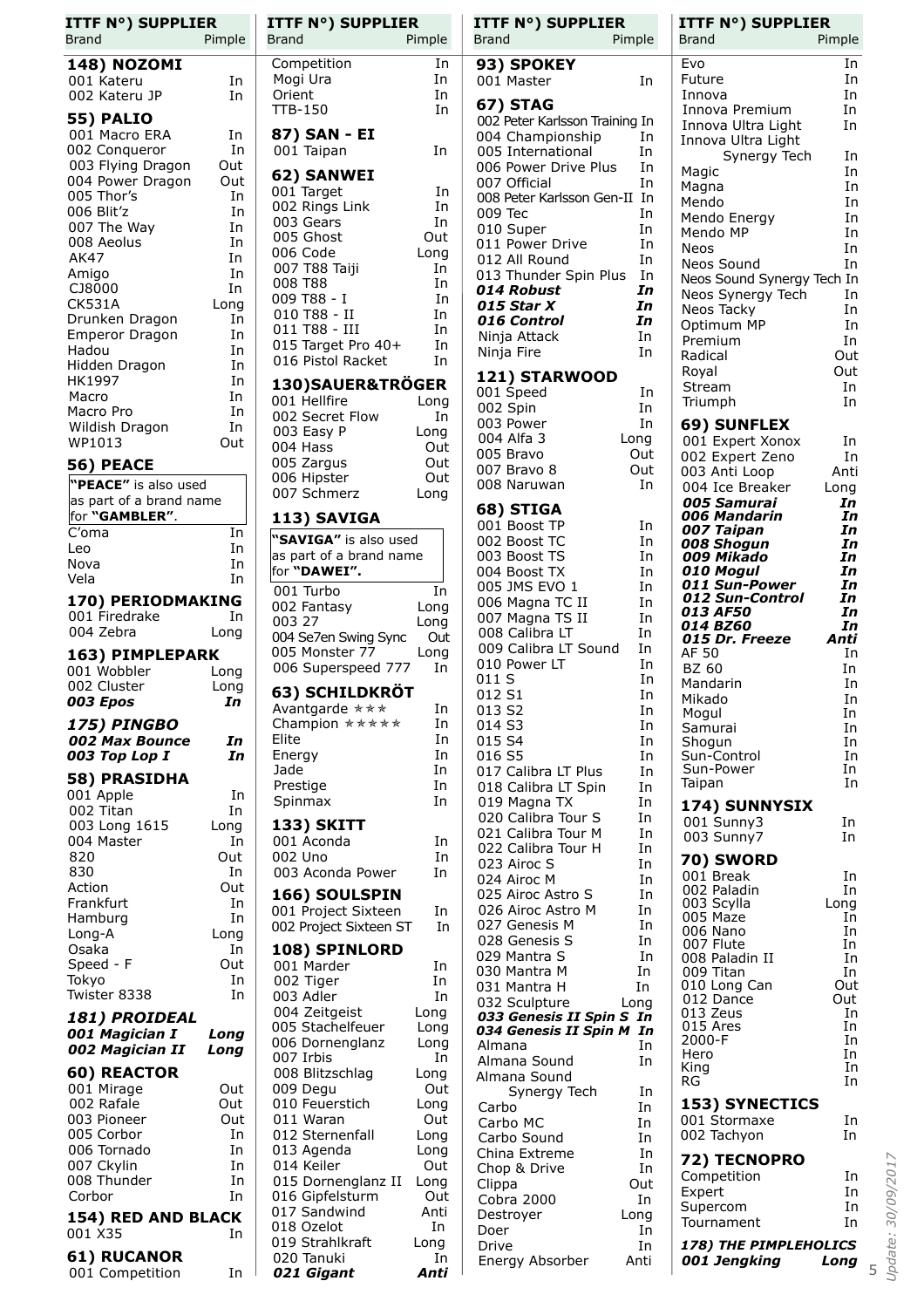| ITTF N°) SUPPLIER Brand | Pimple |
|---|---|
| **148) NOZOMI** | |
| 001 Kateru | In |
| 002 Kateru JP | In |
| **55) PALIO** | |
| 001 Macro ERA | In |
| 002 Conqueror | In |
| 003 Flying Dragon | Out |
| 004 Power Dragon | Out |
| 005 Thor's | In |
| 006 Blit'z | In |
| 007 The Way | In |
| 008 Aeolus | In |
| AK47 | In |
| Amigo | In |
| CJ8000 | In |
| CK531A | Long |
| Drunken Dragon | In |
| Emperor Dragon | In |
| Hadou | In |
| Hidden Dragon | In |
| HK1997 | In |
| Macro | In |
| Macro Pro | In |
| Wildish Dragon | In |
| WP1013 | Out |
| **56) PEACE** | |
| **"PEACE"** is also used as part of a brand name for **"GAMBLER"**. | |
| C'oma | In |
| Leo | In |
| Nova | In |
| Vela | In |
| **170) PERIODMAKING** | |
| 001 Firedrake | In |
| 004 Zebra | Long |
| **163) PIMPLEPARK** | |
| 001 Wobbler | Long |
| 002 Cluster | Long |
| ***003 Epos*** | ***In*** |
| ***175) PINGBO*** | |
| ***002 Max Bounce*** | ***In*** |
| ***003 Top Lop I*** | ***In*** |
| **58) PRASIDHA** | |
| 001 Apple | In |
| 002 Titan | In |
| 003 Long 1615 | Long |
| 004 Master | In |
| 820 | Out |
| 830 | In |
| Action | Out |
| Frankfurt | In |
| Hamburg | In |
| Long-A | Long |
| Osaka | In |
| Speed - F | Out |
| Tokyo | In |
| Twister 8338 | In |
| ***181) PROIDEAL*** | |
| ***001 Magician I*** | ***Long*** |
| ***002 Magician II*** | ***Long*** |
| **60) REACTOR** | |
| 001 Mirage | Out |
| 002 Rafale | Out |
| 003 Pioneer | Out |
| 005 Corbor | In |
| 006 Tornado | In |
| 007 Ckylin | In |
| 008 Thunder | In |
| Corbor | In |
| **154) RED AND BLACK** | |
| 001 X35 | In |
| **61) RUCANOR** | |
| 001 Competition | In |
| Competition | In |
| Mogi Ura | In |
| Orient | In |
| TTB-150 | In |
| **87) SAN - EI** | |
| 001 Taipan | In |
| **62) SANWEI** | |
| 001 Target | In |
| 002 Rings Link | In |
| 003 Gears | In |
| 005 Ghost | Out |
| 006 Code | Long |
| 007 T88 Taiji | In |
| 008 T88 | In |
| 009 T88 - I | In |
| 010 T88 - II | In |
| 011 T88 - III | In |
| 015 Target Pro 40+ | In |
| 016 Pistol Racket | In |
| **130)SAUER&TRÖGER** | |
| 001 Hellfire | Long |
| 002 Secret Flow | In |
| 003 Easy P | Long |
| 004 Hass | Out |
| 005 Zargus | Out |
| 006 Hipster | Out |
| 007 Schmerz | Long |
| **113) SAVIGA** | |
| **"SAVIGA"** is also used as part of a brand name for **"DAWEI"**. | |
| 001 Turbo | In |
| 002 Fantasy | Long |
| 003 27 | Long |
| 004 Se7en Swing Sync | Out |
| 005 Monster 77 | Long |
| 006 Superspeed 777 | In |
| **63) SCHILDKRÖT** | |
| Avantgarde ★★★ | In |
| Champion ★★★★★ | In |
| Elite | In |
| Energy | In |
| Jade | In |
| Prestige | In |
| Spinmax | In |
| **133) SKITT** | |
| 001 Aconda | In |
| 002 Uno | In |
| 003 Aconda Power | In |
| **166) SOULSPIN** | |
| 001 Project Sixteen | In |
| 002 Project Sixteen ST | In |
| **108) SPINLORD** | |
| 001 Marder | In |
| 002 Tiger | In |
| 003 Adler | In |
| 004 Zeitgeist | Long |
| 005 Stachelfeuer | Long |
| 006 Dornenglanz | Long |
| 007 Irbis | In |
| 008 Blitzschlag | Long |
| 009 Degu | Out |
| 010 Feuerstich | Long |
| 011 Waran | Out |
| 012 Sternenfall | Long |
| 013 Agenda | Long |
| 014 Keiler | Out |
| 015 Dornenglanz II | Long |
| 016 Gipfelsturm | Out |
| 017 Sandwind | Anti |
| 018 Ozelot | In |
| 019 Strahlkraft | Long |
| 020 Tanuki | In |
| ***021 Gigant*** | ***Anti*** |
| **93) SPOKEY** | |
| 001 Master | In |
| **67) STAG** | |
| 002 Peter Karlsson Training | In |
| 004 Championship | In |
| 005 International | In |
| 006 Power Drive Plus | In |
| 007 Official | In |
| 008 Peter Karlsson Gen-II | In |
| 009 Tec | In |
| 010 Super | In |
| 011 Power Drive | In |
| 012 All Round | In |
| 013 Thunder Spin Plus | In |
| ***014 Robust*** | ***In*** |
| ***015 Star X*** | ***In*** |
| ***016 Control*** | ***In*** |
| Ninja Attack | In |
| Ninja Fire | In |
| **121) STARWOOD** | |
| 001 Speed | In |
| 002 Spin | In |
| 003 Power | In |
| 004 Alfa 3 | Long |
| 005 Bravo | Out |
| 007 Bravo 8 | Out |
| 008 Naruwan | In |
| **68) STIGA** | |
| 001 Boost TP | In |
| 002 Boost TC | In |
| 003 Boost TS | In |
| 004 Boost TX | In |
| 005 JMS EVO 1 | In |
| 006 Magna TC II | In |
| 007 Magna TS II | In |
| 008 Calibra LT | In |
| 009 Calibra LT Sound | In |
| 010 Power LT | In |
| 011 S | In |
| 012 S1 | In |
| 013 S2 | In |
| 014 S3 | In |
| 015 S4 | In |
| 016 S5 | In |
| 017 Calibra LT Plus | In |
| 018 Calibra LT Spin | In |
| 019 Magna TX | In |
| 020 Calibra Tour S | In |
| 021 Calibra Tour M | In |
| 022 Calibra Tour H | In |
| 023 Airoc S | In |
| 024 Airoc M | In |
| 025 Airoc Astro S | In |
| 026 Airoc Astro M | In |
| 027 Genesis M | In |
| 028 Genesis S | In |
| 029 Mantra S | In |
| 030 Mantra M | In |
| 031 Mantra H | In |
| 032 Sculpture | Long |
| ***033 Genesis II Spin S*** | ***In*** |
| ***034 Genesis II Spin M*** | ***In*** |
| Almana | In |
| Almana Sound | In |
| Almana Sound Synergy Tech | In |
| Carbo | In |
| Carbo MC | In |
| Carbo Sound | In |
| China Extreme | In |
| Chop & Drive | In |
| Clippa | Out |
| Cobra 2000 | In |
| Destroyer | Long |
| Doer | In |
| Drive | In |
| Energy Absorber | Anti |
| Evo | In |
| Future | In |
| Innova | In |
| Innova Premium | In |
| Innova Ultra Light | In |
| Innova Ultra Light Synergy Tech | In |
| Magic | In |
| Magna | In |
| Mendo | In |
| Mendo Energy | In |
| Mendo MP | In |
| Neos | In |
| Neos Sound | In |
| Neos Sound Synergy Tech | In |
| Neos Synergy Tech | In |
| Neos Tacky | In |
| Optimum MP | In |
| Premium | In |
| Radical | Out |
| Royal | Out |
| Stream | In |
| Triumph | In |
| **69) SUNFLEX** | |
| 001 Expert Xonox | In |
| 002 Expert Zeno | In |
| 003 Anti Loop | Anti |
| 004 Ice Breaker | Long |
| ***005 Samurai*** | ***In*** |
| ***006 Mandarin*** | ***In*** |
| ***007 Taipan*** | ***In*** |
| ***008 Shogun*** | ***In*** |
| ***009 Mikado*** | ***In*** |
| ***010 Mogul*** | ***In*** |
| ***011 Sun-Power*** | ***In*** |
| ***012 Sun-Control*** | ***In*** |
| ***013 AF50*** | ***In*** |
| ***014 BZ60*** | ***In*** |
| ***015 Dr. Freeze*** | ***Anti*** |
| AF 50 | In |
| BZ 60 | In |
| Mandarin | In |
| Mikado | In |
| Mogul | In |
| Samurai | In |
| Shogun | In |
| Sun-Control | In |
| Sun-Power | In |
| Taipan | In |
| **174) SUNNYSIX** | |
| 001 Sunny3 | In |
| 003 Sunny7 | In |
| **70) SWORD** | |
| 001 Break | In |
| 002 Paladin | In |
| 003 Scylla | Long |
| 005 Maze | In |
| 006 Nano | In |
| 007 Flute | In |
| 008 Paladin II | In |
| 009 Titan | In |
| 010 Long Can | Out |
| 012 Dance | Out |
| 013 Zeus | In |
| 015 Ares | In |
| 2000-F | In |
| Hero | In |
| King | In |
| RG | In |
| **153) SYNECTICS** | |
| 001 Stormaxe | In |
| 002 Tachyon | In |
| **72) TECNOPRO** | |
| Competition | In |
| Expert | In |
| Supercom | In |
| Tournament | In |
| ***178) THE PIMPLEHOLICS*** | |
| ***001 Jengking*** | ***Long*** |

*Update: 30/09/2017*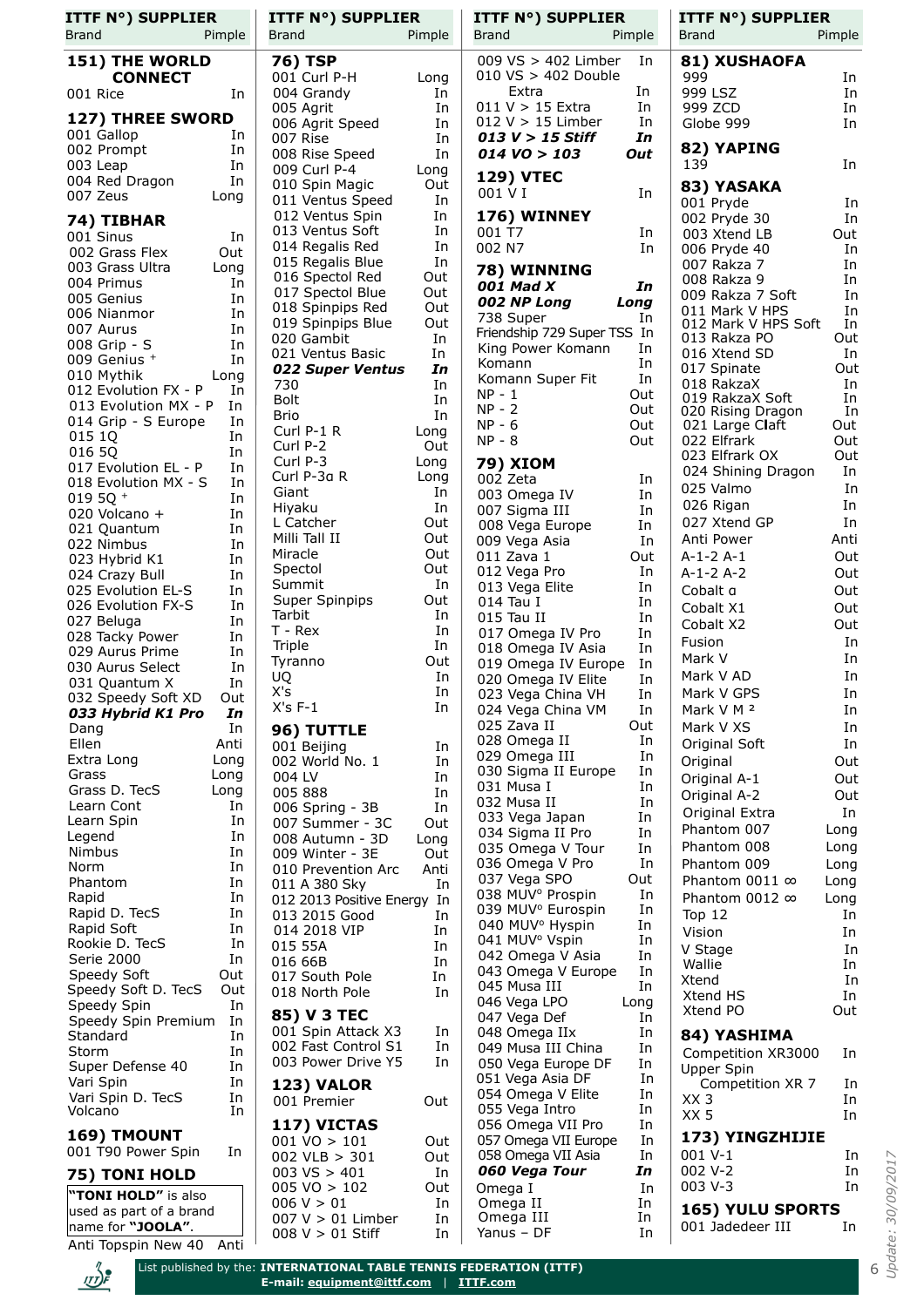| Brand | Pimple |
|---|---|
| **151) THE WORLD CONNECT** | |
| 001 Rice | In |
| **127) THREE SWORD** | |
| 001 Gallop | In |
| 002 Prompt | In |
| 003 Leap | In |
| 004 Red Dragon | In |
| 007 Zeus | Long |
| **74) TIBHAR** | |
| 001 Sinus | In |
| 002 Grass Flex | Out |
| 003 Grass Ultra | Long |
| 004 Primus | In |
| 005 Genius | In |
| 006 Nianmor | In |
| 007 Aurus | In |
| 008 Grip - S | In |
| 009 Genius + | In |
| 010 Mythik | Long |
| 012 Evolution FX - P | In |
| 013 Evolution MX - P | In |
| 014 Grip - S Europe | In |
| 015 1Q | In |
| 016 5Q | In |
| 017 Evolution EL - P | In |
| 018 Evolution MX - S | In |
| 019 5Q + | In |
| 020 Volcano + | In |
| 021 Quantum | In |
| 022 Nimbus | In |
| 023 Hybrid K1 | In |
| 024 Crazy Bull | In |
| 025 Evolution EL-S | In |
| 026 Evolution FX-S | In |
| 027 Beluga | In |
| 028 Tacky Power | In |
| 029 Aurus Prime | In |
| 030 Aurus Select | In |
| 031 Quantum X | In |
| 032 Speedy Soft XD | Out |
| ***033 Hybrid K1 Pro*** | ***In*** |
| Dang | In |
| Ellen | Anti |
| Extra Long | Long |
| Grass | Long |
| Grass D. TecS | Long |
| Learn Cont | In |
| Learn Spin | In |
| Legend | In |
| Nimbus | In |
| Norm | In |
| Phantom | In |
| Rapid | In |
| Rapid D. TecS | In |
| Rapid Soft | In |
| Rookie D. TecS | In |
| Serie 2000 | In |
| Speedy Soft | Out |
| Speedy Soft D. TecS | Out |
| Speedy Spin | In |
| Speedy Spin Premium | In |
| Standard | In |
| Storm | In |
| Super Defense 40 | In |
| Vari Spin | In |
| Vari Spin D. TecS | In |
| Volcano | In |
| **169) TMOUNT** | |
| 001 T90 Power Spin | In |
| **75) TONI HOLD** | |
| **"TONI HOLD"** is also used as part of a brand name for **"JOOLA"**. | |
| Anti Topspin New 40 | Anti |
| **76) TSP** | |
| 001 Curl P-H | Long |
| 004 Grandy | In |
| 005 Agrit | In |
| 006 Agrit Speed | In |
| 007 Rise | In |
| 008 Rise Speed | In |
| 009 Curl P-4 | Long |
| 010 Spin Magic | Out |
| 011 Ventus Speed | In |
| 012 Ventus Spin | In |
| 013 Ventus Soft | In |
| 014 Regalis Red | In |
| 015 Regalis Blue | In |
| 016 Spectol Red | Out |
| 017 Spectol Blue | Out |
| 018 Spinpips Red | Out |
| 019 Spinpips Blue | Out |
| 020 Gambit | In |
| 021 Ventus Basic | In |
| ***022 Super Ventus*** | ***In*** |
| 730 | In |
| Bolt | In |
| Brio | In |
| Curl P-1 R | Long |
| Curl P-2 | Out |
| Curl P-3 | Long |
| Curl P-3α R | Long |
| Giant | In |
| Hiyaku | In |
| L Catcher | Out |
| Milli Tall II | Out |
| Miracle | Out |
| Spectol | Out |
| Summit | In |
| Super Spinpips | Out |
| Tarbit | In |
| T - Rex | In |
| Triple | In |
| Tyranno | Out |
| UQ | In |
| X's | In |
| X's F-1 | In |
| **96) TUTTLE** | |
| 001 Beijing | In |
| 002 World No. 1 | In |
| 004 LV | In |
| 005 888 | In |
| 006 Spring - 3B | In |
| 007 Summer - 3C | Out |
| 008 Autumn - 3D | Long |
| 009 Winter - 3E | Out |
| 010 Prevention Arc | Anti |
| 011 A 380 Sky | In |
| 012 2013 Positive Energy | In |
| 013 2015 Good | In |
| 014 2018 VIP | In |
| 015 55A | In |
| 016 66B | In |
| 017 South Pole | In |
| 018 North Pole | In |
| **85) V 3 TEC** | |
| 001 Spin Attack X3 | In |
| 002 Fast Control S1 | In |
| 003 Power Drive Y5 | In |
| **123) VALOR** | |
| 001 Premier | Out |
| **117) VICTAS** | |
| 001 VO > 101 | Out |
| 002 VLB > 301 | Out |
| 003 VS > 401 | In |
| 005 VO > 102 | Out |
| 006 V > 01 | In |
| 007 V > 01 Limber | In |
| 008 V > 01 Stiff | In |
| 009 VS > 402 Limber | In |
| 010 VS > 402 Double Extra | In |
| 011 V > 15 Extra | In |
| 012 V > 15 Limber | In |
| ***013 V > 15 Stiff*** | ***In*** |
| ***014 VO > 103*** | ***Out*** |
| **129) VTEC** | |
| 001 V I | In |
| **176) WINNEY** | |
| 001 T7 | In |
| 002 N7 | In |
| **78) WINNING** | |
| ***001 Mad X*** | ***In*** |
| ***002 NP Long*** | ***Long*** |
| 738 Super | In |
| Friendship 729 Super TSS | In |
| King Power Komann | In |
| Komann | In |
| Komann Super Fit | In |
| NP - 1 | Out |
| NP - 2 | Out |
| NP - 6 | Out |
| NP - 8 | Out |
| **79) XIOM** | |
| 002 Zeta | In |
| 003 Omega IV | In |
| 007 Sigma III | In |
| 008 Vega Europe | In |
| 009 Vega Asia | In |
| 011 Zava 1 | Out |
| 012 Vega Pro | In |
| 013 Vega Elite | In |
| 014 Tau I | In |
| 015 Tau II | In |
| 017 Omega IV Pro | In |
| 018 Omega IV Asia | In |
| 019 Omega IV Europe | In |
| 020 Omega IV Elite | In |
| 023 Vega China VH | In |
| 024 Vega China VM | In |
| 025 Zava II | Out |
| 028 Omega II | In |
| 029 Omega III | In |
| 030 Sigma II Europe | In |
| 031 Musa I | In |
| 032 Musa II | In |
| 033 Vega Japan | In |
| 034 Sigma II Pro | In |
| 035 Omega V Tour | In |
| 036 Omega V Pro | In |
| 037 Vega SPO | Out |
| 038 MUVº Prospin | In |
| 039 MUVº Eurospin | In |
| 040 MUVº Hyspin | In |
| 041 MUVº Vspin | In |
| 042 Omega V Asia | In |
| 043 Omega V Europe | In |
| 045 Musa III | In |
| 046 Vega LPO | Long |
| 047 Vega Def | In |
| 048 Omega IIx | In |
| 049 Musa III China | In |
| 050 Vega Europe DF | In |
| 051 Vega Asia DF | In |
| 054 Omega V Elite | In |
| 055 Vega Intro | In |
| 056 Omega VII Pro | In |
| 057 Omega VII Europe | In |
| 058 Omega VII Asia | In |
| ***060 Vega Tour*** | ***In*** |
| Omega I | In |
| Omega II | In |
| Omega III | In |
| Yanus – DF | In |
| **81) XUSHAOFA** | |
| 999 | In |
| 999 LSZ | In |
| 999 ZCD | In |
| Globe 999 | In |
| **82) YAPING** | |
| 139 | In |
| **83) YASAKA** | |
| 001 Pryde | In |
| 002 Pryde 30 | In |
| 003 Xtend LB | Out |
| 006 Pryde 40 | In |
| 007 Rakza 7 | In |
| 008 Rakza 9 | In |
| 009 Rakza 7 Soft | In |
| 011 Mark V HPS | In |
| 012 Mark V HPS Soft | In |
| 013 Rakza PO | Out |
| 016 Xtend SD | In |
| 017 Spinate | Out |
| 018 RakzaX | In |
| 019 RakzaX Soft | In |
| 020 Rising Dragon | In |
| 021 Large Claft | Out |
| 022 Elfrark | Out |
| 023 Elfrark OX | Out |
| 024 Shining Dragon | In |
| 025 Valmo | In |
| 026 Rigan | In |
| 027 Xtend GP | In |
| Anti Power | Anti |
| A-1-2 A-1 | Out |
| A-1-2 A-2 | Out |
| Cobalt α | Out |
| Cobalt X1 | Out |
| Cobalt X2 | Out |
| Fusion | In |
| Mark V | In |
| Mark V AD | In |
| Mark V GPS | In |
| Mark V M ² | In |
| Mark V XS | In |
| Original Soft | In |
| Original | Out |
| Original A-1 | Out |
| Original A-2 | Out |
| Original Extra | In |
| Phantom 007 | Long |
| Phantom 008 | Long |
| Phantom 009 | Long |
| Phantom 0011 ∞ | Long |
| Phantom 0012 ∞ | Long |
| Top 12 | In |
| Vision | In |
| V Stage | In |
| Wallie | In |
| Xtend | In |
| Xtend HS | In |
| Xtend PO | Out |
| **84) YASHIMA** | |
| Competition XR3000 | In |
| Upper Spin Competition XR 7 | In |
| XX 3 | In |
| XX 5 | In |
| **173) YINGZHIJIE** | |
| 001 V-1 | In |
| 002 V-2 | In |
| 003 V-3 | In |
| **165) YULU SPORTS** | |
| 001 Jadedeer III | In |

Update: 30/09/2017

List published by the: **INTERNATIONAL TABLE TENNIS FEDERATION (ITTF)**
**E-mail: equipment@ittf.com | ITTF.com**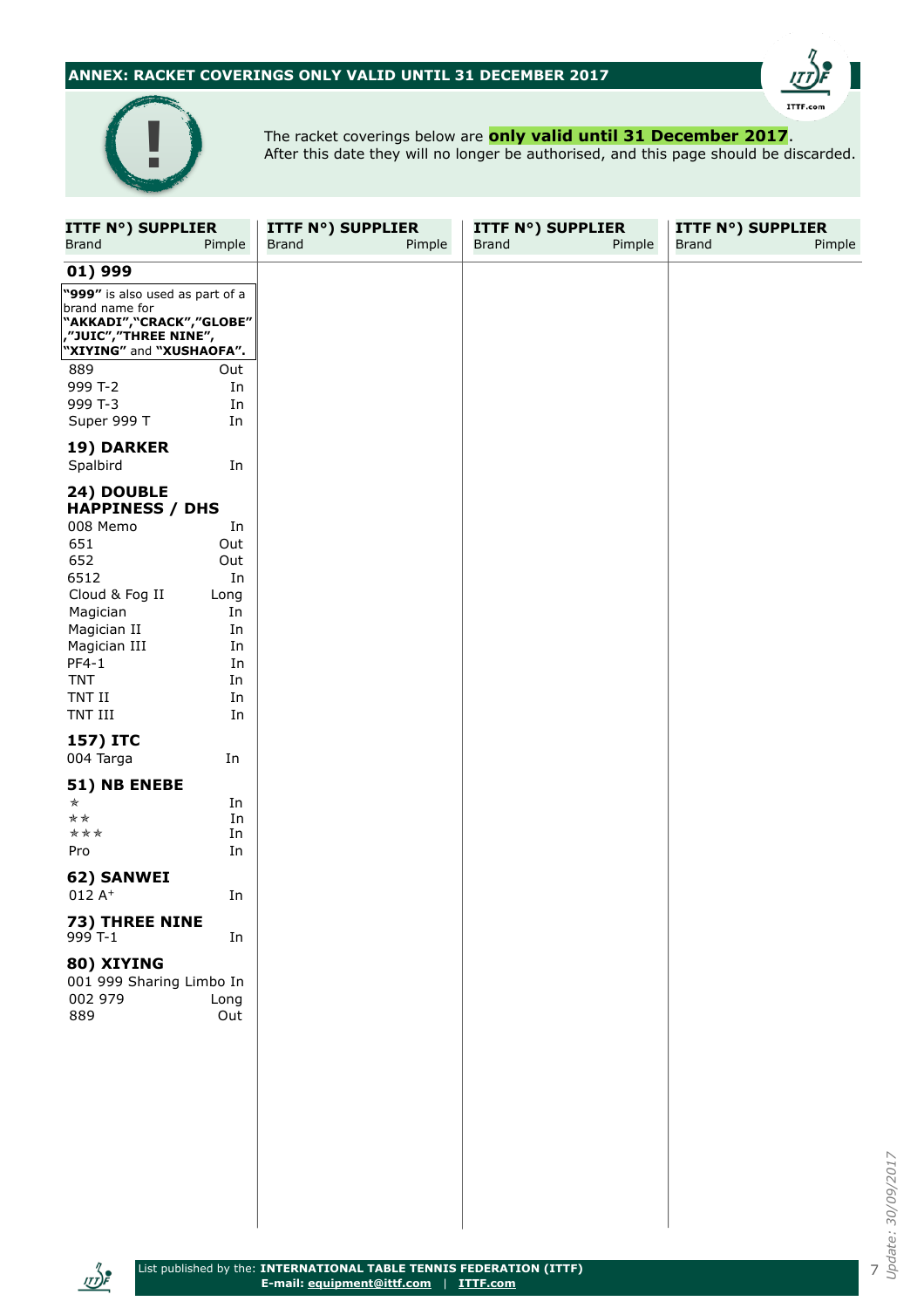## ANNEX: RACKET COVERINGS ONLY VALID UNTIL 31 DECEMBER 2017

The racket coverings below are **only valid until 31 December 2017**.
After this date they will no longer be authorised, and this page should be discarded.

| ITTF N°) SUPPLIER Brand | Pimple |
|---|---|
| **01) 999** | |
| **"999"** is also used as part of a brand name for **"AKKADI","CRACK","GLOBE","JUIC","THREE NINE", "XIYING"** and **"XUSHAOFA".** | |
| 889 | Out |
| 999 T-2 | In |
| 999 T-3 | In |
| Super 999 T | In |
| **19) DARKER** | |
| Spalbird | In |
| **24) DOUBLE HAPPINESS / DHS** | |
| 008 Memo | In |
| 651 | Out |
| 652 | Out |
| 6512 | In |
| Cloud & Fog II | Long |
| Magician | In |
| Magician II | In |
| Magician III | In |
| PF4-1 | In |
| TNT | In |
| TNT II | In |
| TNT III | In |
| **157) ITC** | |
| 004 Targa | In |
| **51) NB ENEBE** | |
| ★ | In |
| ★★ | In |
| ★★★ | In |
| Pro | In |
| **62) SANWEI** | |
| 012 A+ | In |
| **73) THREE NINE** | |
| 999 T-1 | In |
| **80) XIYING** | |
| 001 999 Sharing Limbo | In |
| 002 979 | Long |
| 889 | Out |

List published by the: **INTERNATIONAL TABLE TENNIS FEDERATION (ITTF)**
**E-mail: equipment@ittf.com | ITTF.com**

*Update: 30/09/2017*